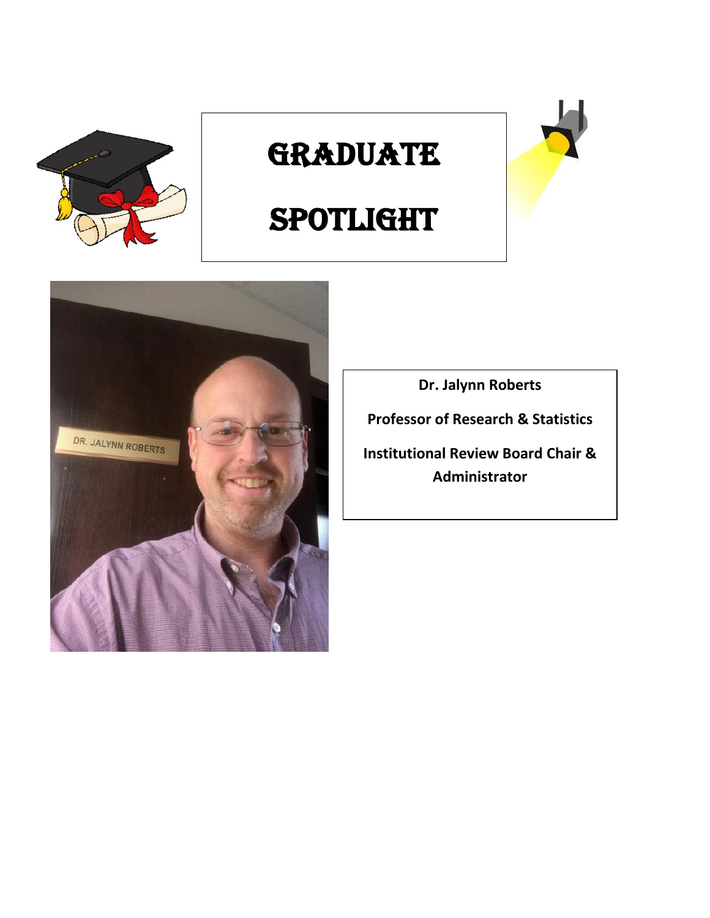# GRADUATE SPOTLIGHT

**Dr. Jalynn Roberts**

**Professor of Research & Statistics**

**Institutional Review Board Chair & Administrator**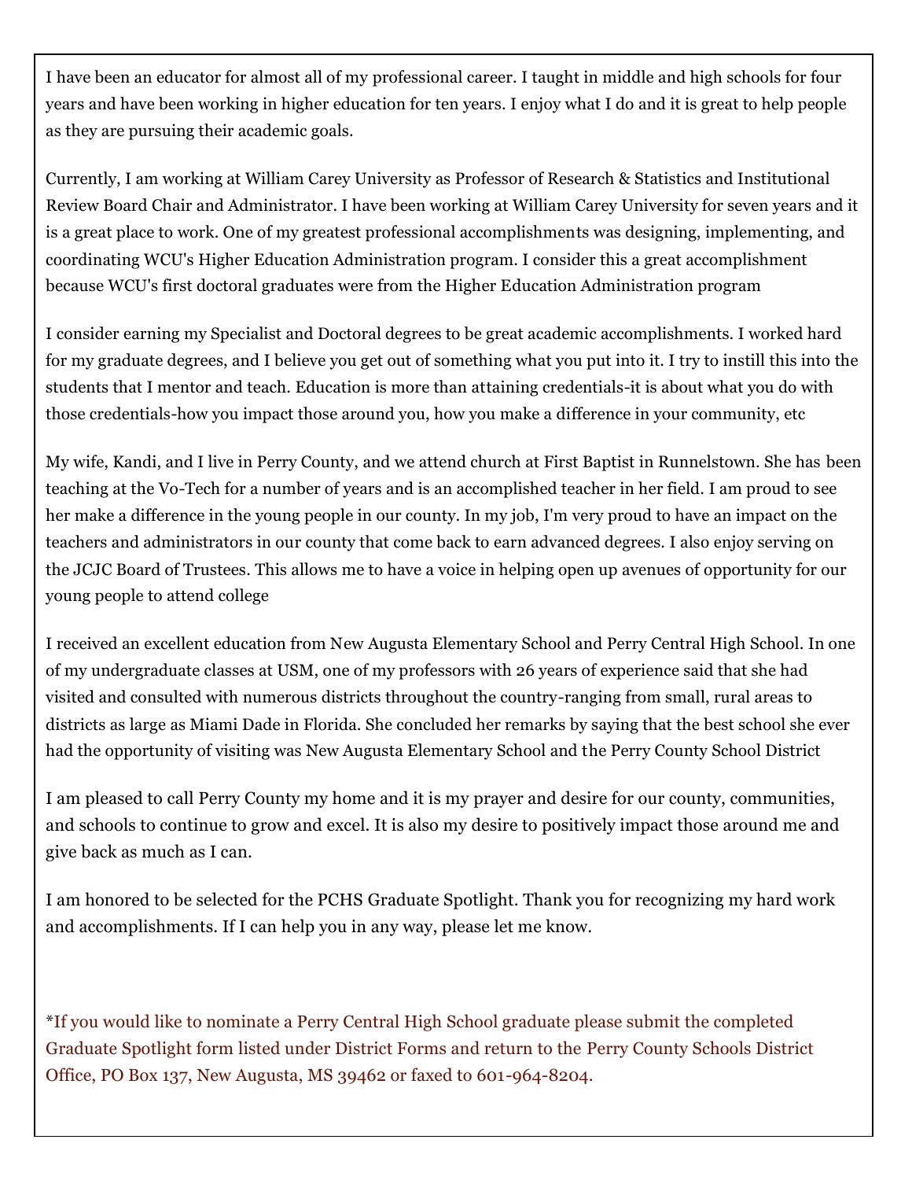I have been an educator for almost all of my professional career. I taught in middle and high schools for four years and have been working in higher education for ten years. I enjoy what I do and it is great to help people as they are pursuing their academic goals.

Currently, I am working at William Carey University as Professor of Research & Statistics and Institutional Review Board Chair and Administrator. I have been working at William Carey University for seven years and it is a great place to work. One of my greatest professional accomplishments was designing, implementing, and coordinating WCU's Higher Education Administration program. I consider this a great accomplishment because WCU's first doctoral graduates were from the Higher Education Administration program

I consider earning my Specialist and Doctoral degrees to be great academic accomplishments. I worked hard for my graduate degrees, and I believe you get out of something what you put into it. I try to instill this into the students that I mentor and teach. Education is more than attaining credentials-it is about what you do with those credentials-how you impact those around you, how you make a difference in your community, etc

My wife, Kandi, and I live in Perry County, and we attend church at First Baptist in Runnelstown. She has been teaching at the Vo-Tech for a number of years and is an accomplished teacher in her field. I am proud to see her make a difference in the young people in our county. In my job, I'm very proud to have an impact on the teachers and administrators in our county that come back to earn advanced degrees. I also enjoy serving on the JCJC Board of Trustees. This allows me to have a voice in helping open up avenues of opportunity for our young people to attend college

I received an excellent education from New Augusta Elementary School and Perry Central High School. In one of my undergraduate classes at USM, one of my professors with 26 years of experience said that she had visited and consulted with numerous districts throughout the country-ranging from small, rural areas to districts as large as Miami Dade in Florida. She concluded her remarks by saying that the best school she ever had the opportunity of visiting was New Augusta Elementary School and the Perry County School District

I am pleased to call Perry County my home and it is my prayer and desire for our county, communities, and schools to continue to grow and excel. It is also my desire to positively impact those around me and give back as much as I can.

I am honored to be selected for the PCHS Graduate Spotlight. Thank you for recognizing my hard work and accomplishments. If I can help you in any way, please let me know.

*If you would like to nominate a Perry Central High School graduate please submit the completed Graduate Spotlight form listed under District Forms and return to the Perry County Schools District Office, PO Box 137, New Augusta, MS 39462 or faxed to 601-964-8204.